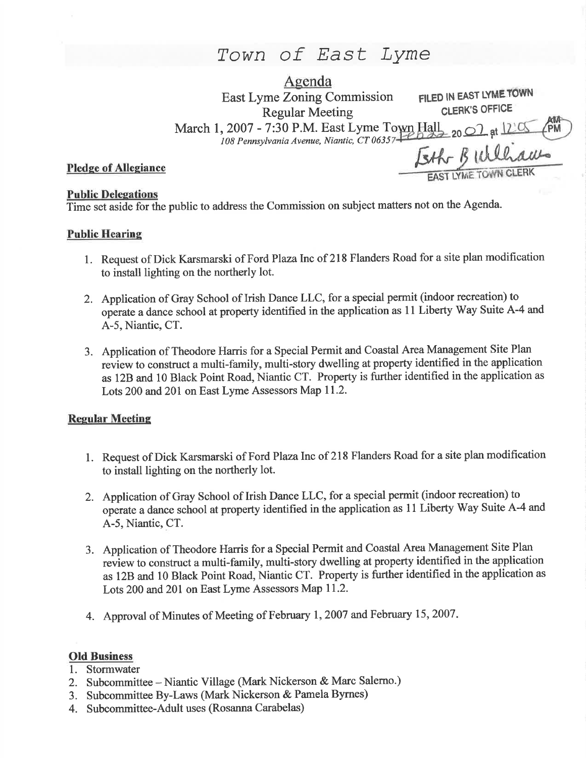# Town of East Lyme

## Agenda

East Lyme Zoning Commission
Regular Meeting
March 1, 2007 - 7:30 P.M. East Lyme Town Hall
*108 Pennsylvania Avenue, Niantic, CT 06357*

FILED IN EAST LYME TOWN CLERK'S OFFICE
Feb 22 20 07 at 12:05 PM
Esther B Williams
EAST LYME TOWN CLERK

**Pledge of Allegiance**

**Public Delegations**

Time set aside for the public to address the Commission on subject matters not on the Agenda.

**Public Hearing**

1. Request of Dick Karsmarski of Ford Plaza Inc of 218 Flanders Road for a site plan modification to install lighting on the northerly lot.
2. Application of Gray School of Irish Dance LLC, for a special permit (indoor recreation) to operate a dance school at property identified in the application as 11 Liberty Way Suite A-4 and A-5, Niantic, CT.
3. Application of Theodore Harris for a Special Permit and Coastal Area Management Site Plan review to construct a multi-family, multi-story dwelling at property identified in the application as 12B and 10 Black Point Road, Niantic CT. Property is further identified in the application as Lots 200 and 201 on East Lyme Assessors Map 11.2.

**Regular Meeting**

1. Request of Dick Karsmarski of Ford Plaza Inc of 218 Flanders Road for a site plan modification to install lighting on the northerly lot.
2. Application of Gray School of Irish Dance LLC, for a special permit (indoor recreation) to operate a dance school at property identified in the application as 11 Liberty Way Suite A-4 and A-5, Niantic, CT.
3. Application of Theodore Harris for a Special Permit and Coastal Area Management Site Plan review to construct a multi-family, multi-story dwelling at property identified in the application as 12B and 10 Black Point Road, Niantic CT. Property is further identified in the application as Lots 200 and 201 on East Lyme Assessors Map 11.2.
4. Approval of Minutes of Meeting of February 1, 2007 and February 15, 2007.

**Old Business**

1. Stormwater
2. Subcommittee – Niantic Village (Mark Nickerson & Marc Salerno.)
3. Subcommittee By-Laws (Mark Nickerson & Pamela Byrnes)
4. Subcommittee-Adult uses (Rosanna Carabelas)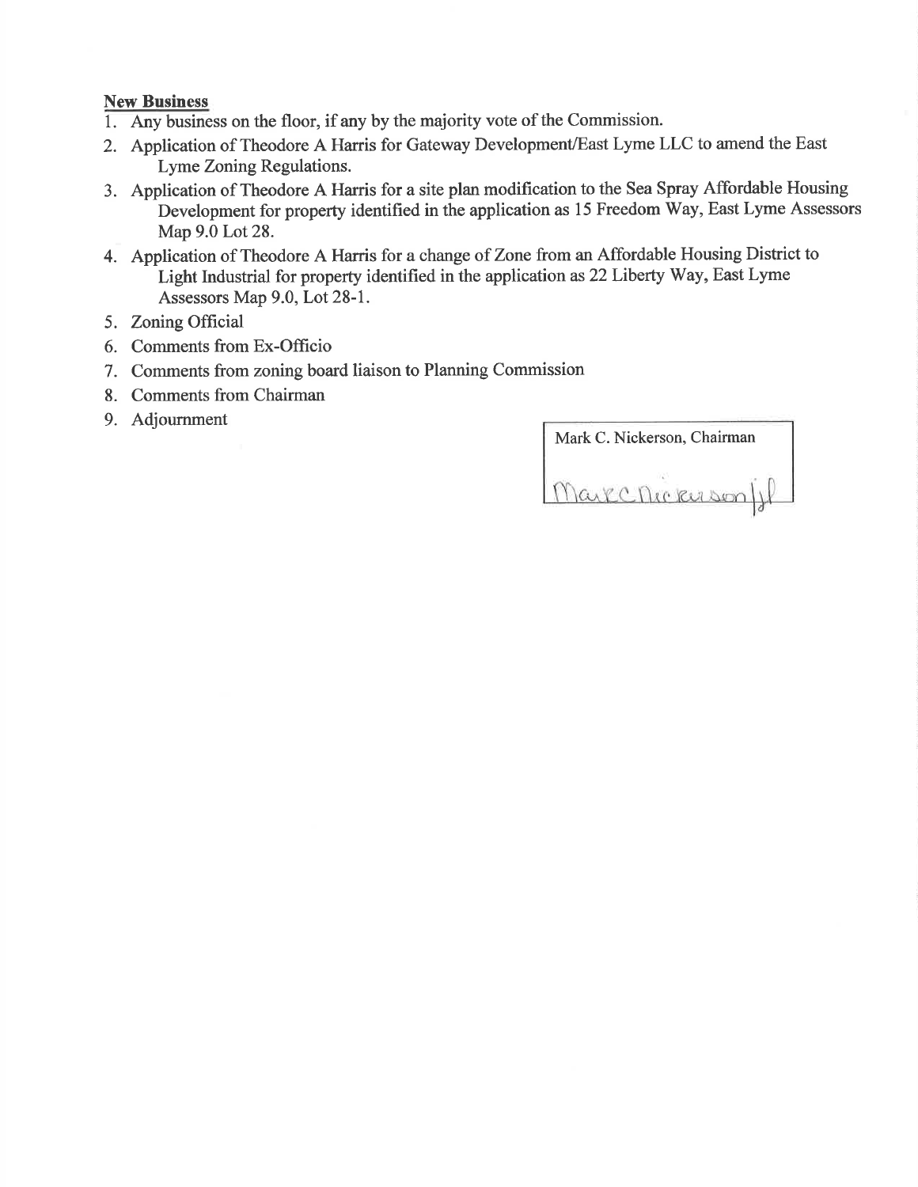**New Business**

1. Any business on the floor, if any by the majority vote of the Commission.
2. Application of Theodore A Harris for Gateway Development/East Lyme LLC to amend the East Lyme Zoning Regulations.
3. Application of Theodore A Harris for a site plan modification to the Sea Spray Affordable Housing Development for property identified in the application as 15 Freedom Way, East Lyme Assessors Map 9.0 Lot 28.
4. Application of Theodore A Harris for a change of Zone from an Affordable Housing District to Light Industrial for property identified in the application as 22 Liberty Way, East Lyme Assessors Map 9.0, Lot 28-1.
5. Zoning Official
6. Comments from Ex-Officio
7. Comments from zoning board liaison to Planning Commission
8. Comments from Chairman
9. Adjournment

Mark C. Nickerson, Chairman

Mark C Nickerson/jl